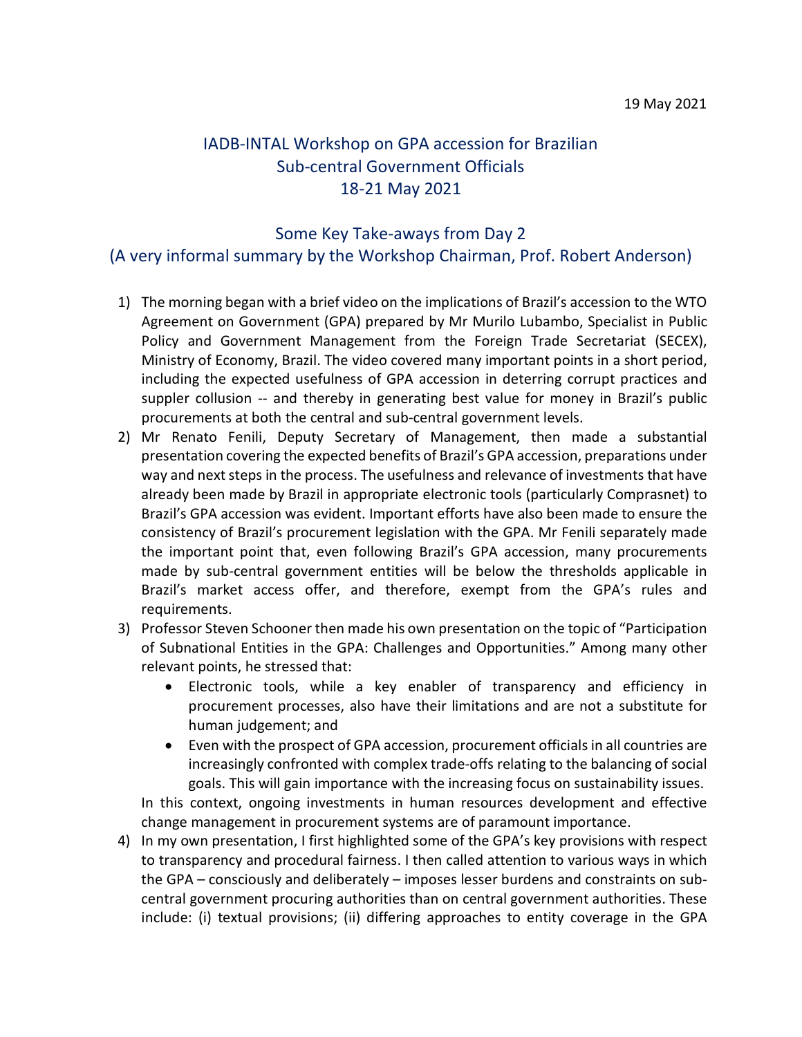19 May 2021

# IADB-INTAL Workshop on GPA accession for Brazilian Sub-central Government Officials 18-21 May 2021

## Some Key Take-aways from Day 2
## (A very informal summary by the Workshop Chairman, Prof. Robert Anderson)

1) The morning began with a brief video on the implications of Brazil's accession to the WTO Agreement on Government (GPA) prepared by Mr Murilo Lubambo, Specialist in Public Policy and Government Management from the Foreign Trade Secretariat (SECEX), Ministry of Economy, Brazil. The video covered many important points in a short period, including the expected usefulness of GPA accession in deterring corrupt practices and suppler collusion -- and thereby in generating best value for money in Brazil's public procurements at both the central and sub-central government levels.
2) Mr Renato Fenili, Deputy Secretary of Management, then made a substantial presentation covering the expected benefits of Brazil's GPA accession, preparations under way and next steps in the process. The usefulness and relevance of investments that have already been made by Brazil in appropriate electronic tools (particularly Comprasnet) to Brazil's GPA accession was evident. Important efforts have also been made to ensure the consistency of Brazil's procurement legislation with the GPA. Mr Fenili separately made the important point that, even following Brazil's GPA accession, many procurements made by sub-central government entities will be below the thresholds applicable in Brazil's market access offer, and therefore, exempt from the GPA's rules and requirements.
3) Professor Steven Schooner then made his own presentation on the topic of "Participation of Subnational Entities in the GPA: Challenges and Opportunities." Among many other relevant points, he stressed that:
   - Electronic tools, while a key enabler of transparency and efficiency in procurement processes, also have their limitations and are not a substitute for human judgement; and
   - Even with the prospect of GPA accession, procurement officials in all countries are increasingly confronted with complex trade-offs relating to the balancing of social goals. This will gain importance with the increasing focus on sustainability issues.

   In this context, ongoing investments in human resources development and effective change management in procurement systems are of paramount importance.
4) In my own presentation, I first highlighted some of the GPA's key provisions with respect to transparency and procedural fairness. I then called attention to various ways in which the GPA – consciously and deliberately – imposes lesser burdens and constraints on sub-central government procuring authorities than on central government authorities. These include: (i) textual provisions; (ii) differing approaches to entity coverage in the GPA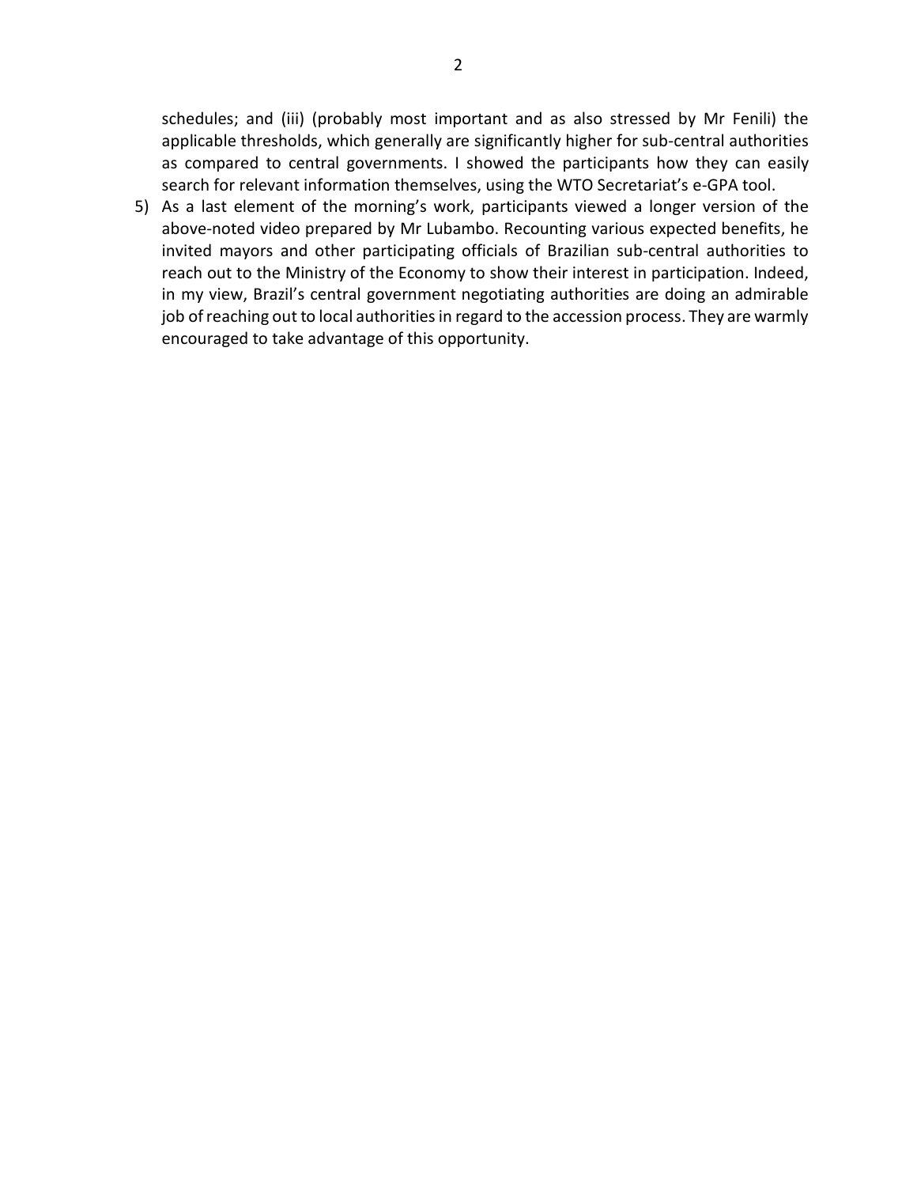schedules; and (iii) (probably most important and as also stressed by Mr Fenili) the applicable thresholds, which generally are significantly higher for sub-central authorities as compared to central governments. I showed the participants how they can easily search for relevant information themselves, using the WTO Secretariat's e-GPA tool.

5) As a last element of the morning's work, participants viewed a longer version of the above-noted video prepared by Mr Lubambo. Recounting various expected benefits, he invited mayors and other participating officials of Brazilian sub-central authorities to reach out to the Ministry of the Economy to show their interest in participation. Indeed, in my view, Brazil's central government negotiating authorities are doing an admirable job of reaching out to local authorities in regard to the accession process. They are warmly encouraged to take advantage of this opportunity.